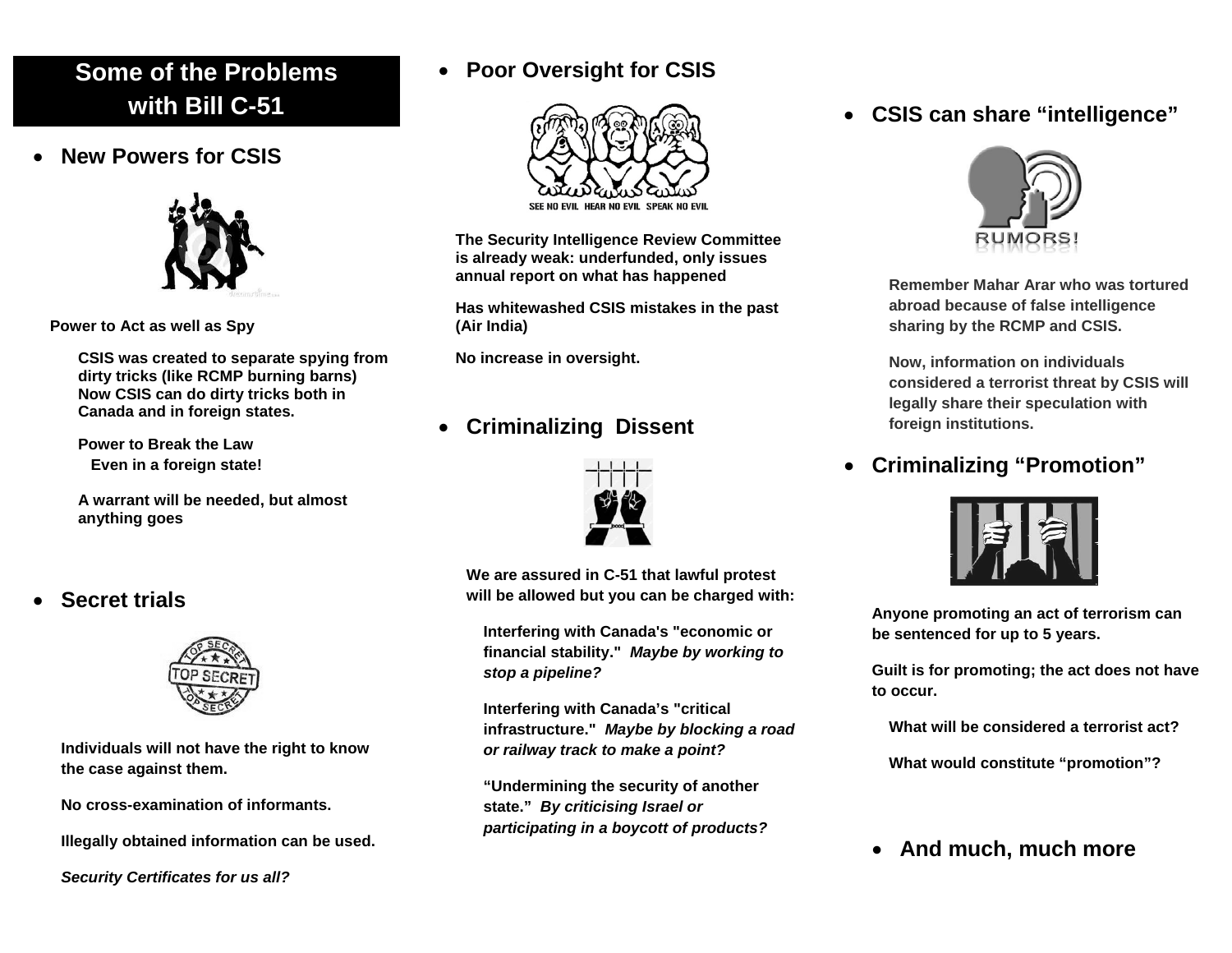# Some of the Problems with Bill C-51

- **New Powers for CSIS**

**Power to Act as well as Spy**

**CSIS was created to separate spying from dirty tricks (like RCMP burning barns) Now CSIS can do dirty tricks both in Canada and in foreign states.**

**Power to Break the Law**
**Even in a foreign state!**

**A warrant will be needed, but almost anything goes**

- **Secret trials**

**Individuals will not have the right to know the case against them.**

**No cross-examination of informants.**

**Illegally obtained information can be used.**

***Security Certificates for us all?***

- **Poor Oversight for CSIS**

**The Security Intelligence Review Committee is already weak: underfunded, only issues annual report on what has happened**

**Has whitewashed CSIS mistakes in the past (Air India)**

**No increase in oversight.**

- **Criminalizing Dissent**

**We are assured in C-51 that lawful protest will be allowed but you can be charged with:**

**Interfering with Canada's "economic or financial stability."** ***Maybe by working to stop a pipeline?***

**Interfering with Canada's "critical infrastructure."** ***Maybe by blocking a road or railway track to make a point?***

**"Undermining the security of another state."** ***By criticising Israel or participating in a boycott of products?***

- **CSIS can share "intelligence"**

**Remember Mahar Arar who was tortured abroad because of false intelligence sharing by the RCMP and CSIS.**

**Now, information on individuals considered a terrorist threat by CSIS will legally share their speculation with foreign institutions.**

- **Criminalizing "Promotion"**

**Anyone promoting an act of terrorism can be sentenced for up to 5 years.**

**Guilt is for promoting; the act does not have to occur.**

**What will be considered a terrorist act?**

**What would constitute "promotion"?**

- **And much, much more**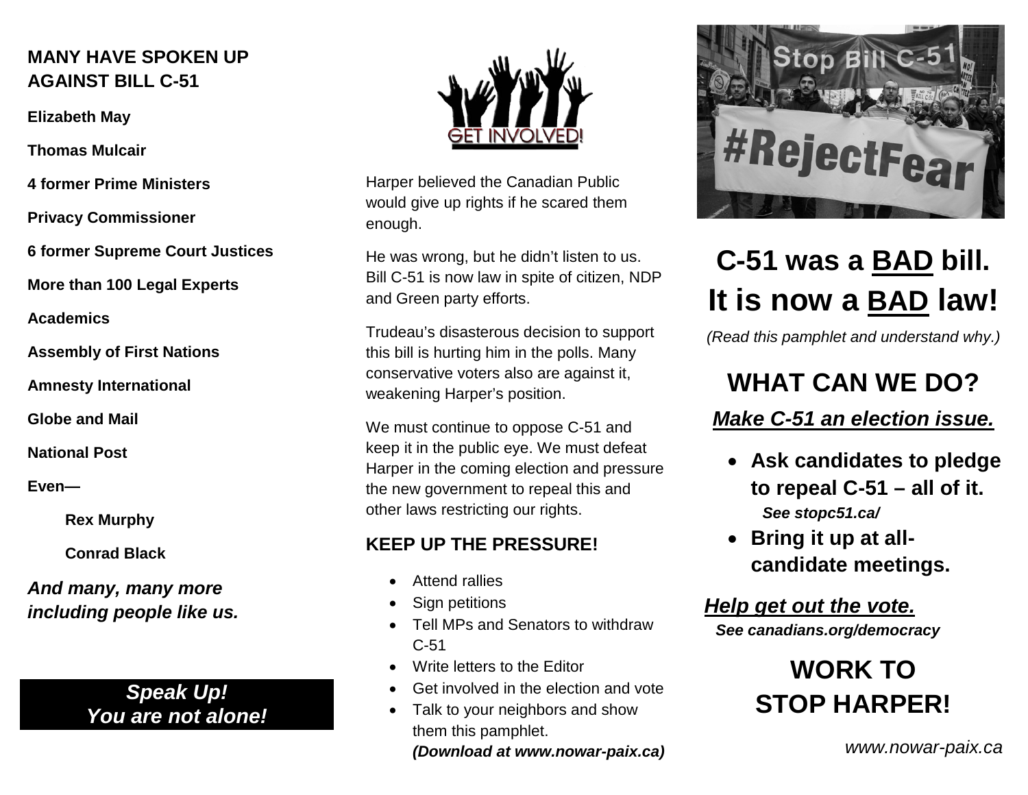## MANY HAVE SPOKEN UP AGAINST BILL C-51

**Elizabeth May**

**Thomas Mulcair**

**4 former Prime Ministers**

**Privacy Commissioner**

**6 former Supreme Court Justices**

**More than 100 Legal Experts**

**Academics**

**Assembly of First Nations**

**Amnesty International**

**Globe and Mail**

**National Post**

**Even—**

**Rex Murphy**

**Conrad Black**

***And many, many more including people like us.***

***Speak Up!***
***You are not alone!***

GET INVOLVED!

Harper believed the Canadian Public would give up rights if he scared them enough.

He was wrong, but he didn't listen to us. Bill C-51 is now law in spite of citizen, NDP and Green party efforts.

Trudeau's disasterous decision to support this bill is hurting him in the polls. Many conservative voters also are against it, weakening Harper's position.

We must continue to oppose C-51 and keep it in the public eye. We must defeat Harper in the coming election and pressure the new government to repeal this and other laws restricting our rights.

### KEEP UP THE PRESSURE!

- Attend rallies
- Sign petitions
- Tell MPs and Senators to withdraw C-51
- Write letters to the Editor
- Get involved in the election and vote
- Talk to your neighbors and show them this pamphlet. ***(Download at www.nowar-paix.ca)***

Stop Bill C-51

#RejectFear

# C-51 was a BAD bill. It is now a BAD law!

*(Read this pamphlet and understand why.)*

## WHAT CAN WE DO?

***Make C-51 an election issue.***

- **Ask candidates to pledge to repeal C-51 – all of it.** ***See stopc51.ca/***
- **Bring it up at all-candidate meetings.**

***Help get out the vote.***
***See canadians.org/democracy***

## WORK TO STOP HARPER!

*www.nowar-paix.ca*